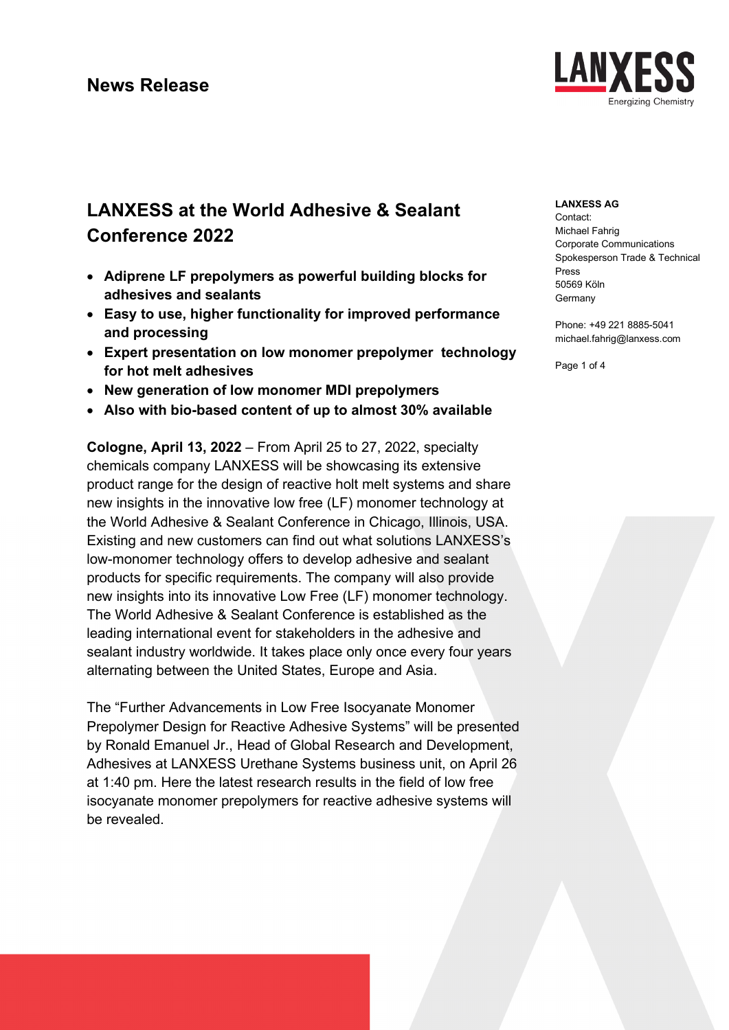# News Release

**LANXESS AG**
Contact:
Michael Fahrig
Corporate Communications
Spokesperson Trade & Technical Press
50569 Köln
Germany

Phone: +49 221 8885-5041
michael.fahrig@lanxess.com

## LANXESS at the World Adhesive & Sealant Conference 2022

- **Adiprene LF prepolymers as powerful building blocks for adhesives and sealants**
- **Easy to use, higher functionality for improved performance and processing**
- **Expert presentation on low monomer prepolymer technology for hot melt adhesives**
- **New generation of low monomer MDI prepolymers**
- **Also with bio-based content of up to almost 30% available**

**Cologne, April 13, 2022** – From April 25 to 27, 2022, specialty chemicals company LANXESS will be showcasing its extensive product range for the design of reactive holt melt systems and share new insights in the innovative low free (LF) monomer technology at the World Adhesive & Sealant Conference in Chicago, Illinois, USA. Existing and new customers can find out what solutions LANXESS's low-monomer technology offers to develop adhesive and sealant products for specific requirements. The company will also provide new insights into its innovative Low Free (LF) monomer technology. The World Adhesive & Sealant Conference is established as the leading international event for stakeholders in the adhesive and sealant industry worldwide. It takes place only once every four years alternating between the United States, Europe and Asia.

The "Further Advancements in Low Free Isocyanate Monomer Prepolymer Design for Reactive Adhesive Systems" will be presented by Ronald Emanuel Jr., Head of Global Research and Development, Adhesives at LANXESS Urethane Systems business unit, on April 26 at 1:40 pm. Here the latest research results in the field of low free isocyanate monomer prepolymers for reactive adhesive systems will be revealed.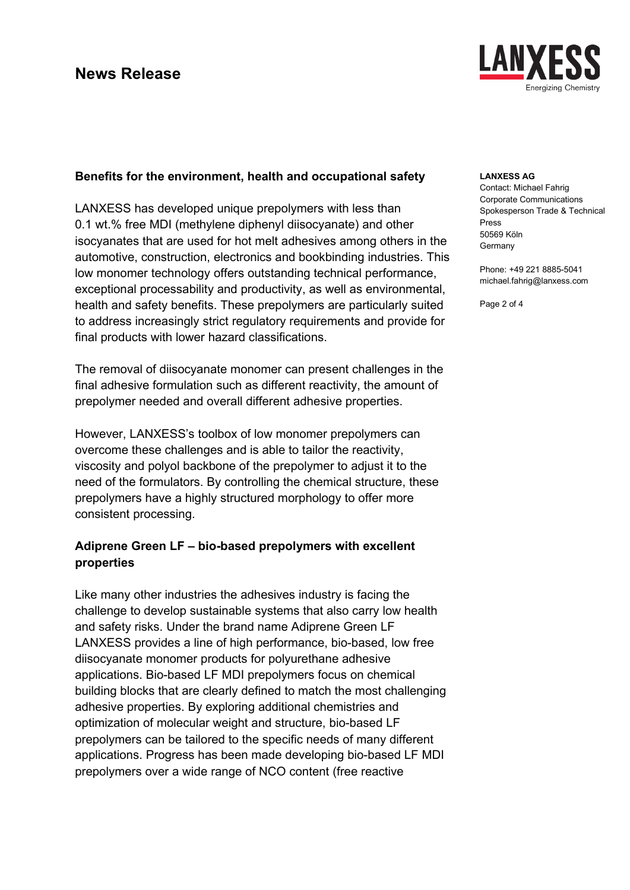**Benefits for the environment, health and occupational safety**

LANXESS has developed unique prepolymers with less than 0.1 wt.% free MDI (methylene diphenyl diisocyanate) and other isocyanates that are used for hot melt adhesives among others in the automotive, construction, electronics and bookbinding industries. This low monomer technology offers outstanding technical performance, exceptional processability and productivity, as well as environmental, health and safety benefits. These prepolymers are particularly suited to address increasingly strict regulatory requirements and provide for final products with lower hazard classifications.

The removal of diisocyanate monomer can present challenges in the final adhesive formulation such as different reactivity, the amount of prepolymer needed and overall different adhesive properties.

However, LANXESS's toolbox of low monomer prepolymers can overcome these challenges and is able to tailor the reactivity, viscosity and polyol backbone of the prepolymer to adjust it to the need of the formulators. By controlling the chemical structure, these prepolymers have a highly structured morphology to offer more consistent processing.

**Adiprene Green LF – bio-based prepolymers with excellent properties**

Like many other industries the adhesives industry is facing the challenge to develop sustainable systems that also carry low health and safety risks. Under the brand name Adiprene Green LF LANXESS provides a line of high performance, bio-based, low free diisocyanate monomer products for polyurethane adhesive applications. Bio-based LF MDI prepolymers focus on chemical building blocks that are clearly defined to match the most challenging adhesive properties. By exploring additional chemistries and optimization of molecular weight and structure, bio-based LF prepolymers can be tailored to the specific needs of many different applications. Progress has been made developing bio-based LF MDI prepolymers over a wide range of NCO content (free reactive

**LANXESS AG**
Contact: Michael Fahrig
Corporate Communications
Spokesperson Trade & Technical Press
50569 Köln
Germany

Phone: +49 221 8885-5041
michael.fahrig@lanxess.com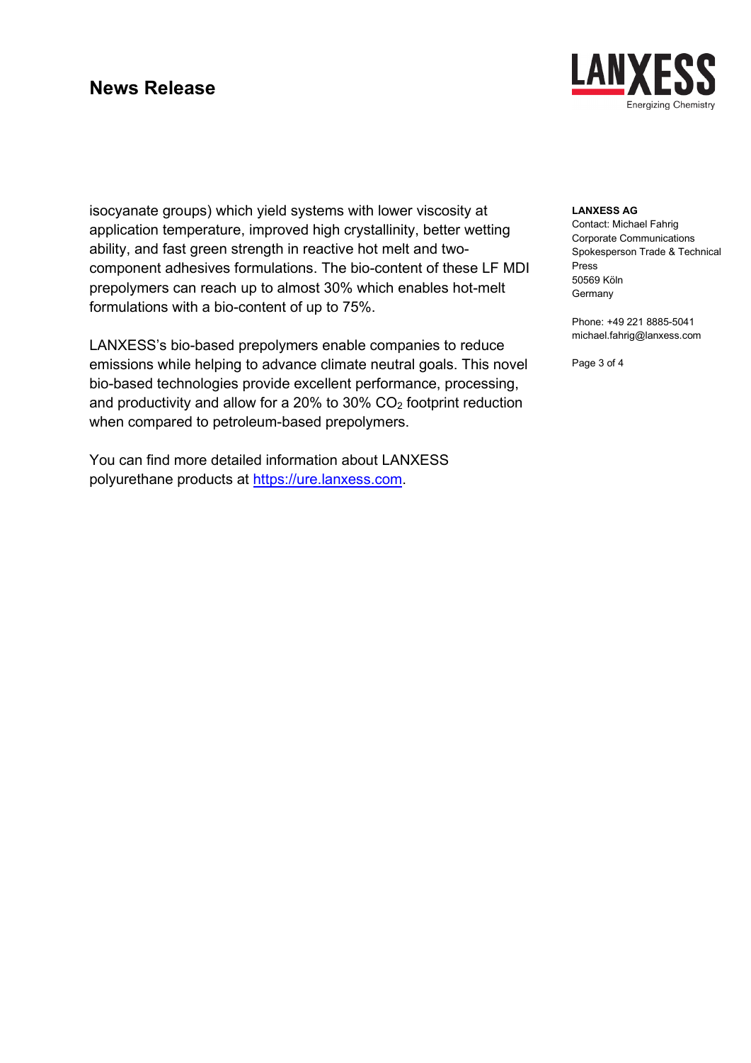isocyanate groups) which yield systems with lower viscosity at application temperature, improved high crystallinity, better wetting ability, and fast green strength in reactive hot melt and two-component adhesives formulations. The bio-content of these LF MDI prepolymers can reach up to almost 30% which enables hot-melt formulations with a bio-content of up to 75%.

LANXESS's bio-based prepolymers enable companies to reduce emissions while helping to advance climate neutral goals. This novel bio-based technologies provide excellent performance, processing, and productivity and allow for a 20% to 30% $CO_2$ footprint reduction when compared to petroleum-based prepolymers.

You can find more detailed information about LANXESS polyurethane products at https://ure.lanxess.com.

**LANXESS AG**
Contact: Michael Fahrig
Corporate Communications
Spokesperson Trade & Technical Press
50569 Köln
Germany

Phone: +49 221 8885-5041
michael.fahrig@lanxess.com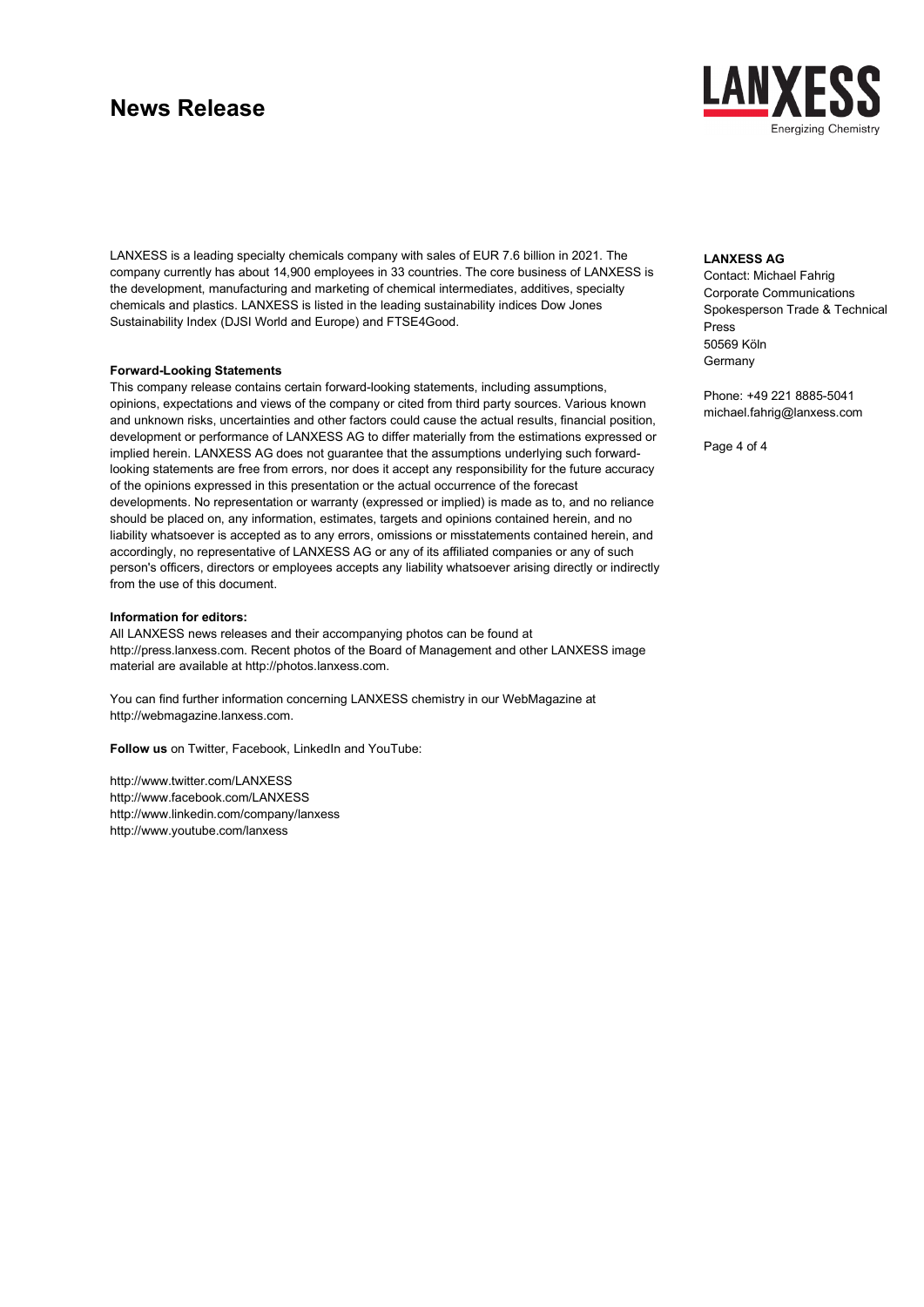# News Release

LANXESS is a leading specialty chemicals company with sales of EUR 7.6 billion in 2021. The company currently has about 14,900 employees in 33 countries. The core business of LANXESS is the development, manufacturing and marketing of chemical intermediates, additives, specialty chemicals and plastics. LANXESS is listed in the leading sustainability indices Dow Jones Sustainability Index (DJSI World and Europe) and FTSE4Good.

**Forward-Looking Statements**

This company release contains certain forward-looking statements, including assumptions, opinions, expectations and views of the company or cited from third party sources. Various known and unknown risks, uncertainties and other factors could cause the actual results, financial position, development or performance of LANXESS AG to differ materially from the estimations expressed or implied herein. LANXESS AG does not guarantee that the assumptions underlying such forward-looking statements are free from errors, nor does it accept any responsibility for the future accuracy of the opinions expressed in this presentation or the actual occurrence of the forecast developments. No representation or warranty (expressed or implied) is made as to, and no reliance should be placed on, any information, estimates, targets and opinions contained herein, and no liability whatsoever is accepted as to any errors, omissions or misstatements contained herein, and accordingly, no representative of LANXESS AG or any of its affiliated companies or any of such person's officers, directors or employees accepts any liability whatsoever arising directly or indirectly from the use of this document.

**Information for editors:**

All LANXESS news releases and their accompanying photos can be found at http://press.lanxess.com. Recent photos of the Board of Management and other LANXESS image material are available at http://photos.lanxess.com.

You can find further information concerning LANXESS chemistry in our WebMagazine at http://webmagazine.lanxess.com.

**Follow us** on Twitter, Facebook, LinkedIn and YouTube:

http://www.twitter.com/LANXESS
http://www.facebook.com/LANXESS
http://www.linkedin.com/company/lanxess
http://www.youtube.com/lanxess

**LANXESS AG**
Contact: Michael Fahrig
Corporate Communications
Spokesperson Trade & Technical Press
50569 Köln
Germany

Phone: +49 221 8885-5041
michael.fahrig@lanxess.com